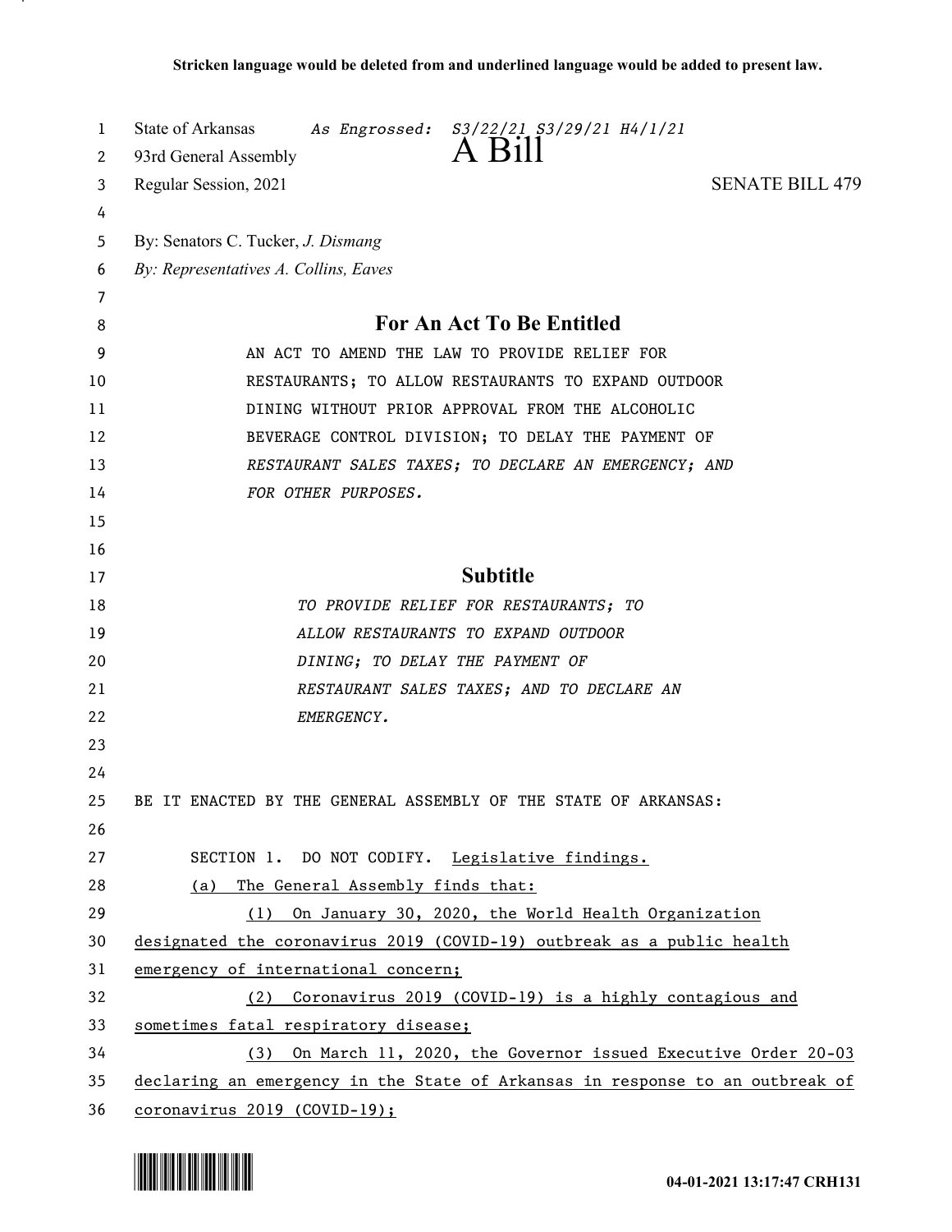**Stricken language would be deleted from and underlined language would be added to present law.**

State of Arkansas *As Engrossed: S3/22/21 S3/29/21 H4/1/21*

93rd General Assembly

# A Bill

Regular Session, 2021 **SENATE BILL 479**

By: Senators C. Tucker, *J. Dismang*

*By: Representatives A. Collins, Eaves*

## For An Act To Be Entitled

AN ACT TO AMEND THE LAW TO PROVIDE RELIEF FOR RESTAURANTS; TO ALLOW RESTAURANTS TO EXPAND OUTDOOR DINING WITHOUT PRIOR APPROVAL FROM THE ALCOHOLIC BEVERAGE CONTROL DIVISION; TO DELAY THE PAYMENT OF *RESTAURANT SALES TAXES; TO DECLARE AN EMERGENCY; AND FOR OTHER PURPOSES.*

## Subtitle

*TO PROVIDE RELIEF FOR RESTAURANTS; TO ALLOW RESTAURANTS TO EXPAND OUTDOOR DINING; TO DELAY THE PAYMENT OF RESTAURANT SALES TAXES; AND TO DECLARE AN EMERGENCY.*

BE IT ENACTED BY THE GENERAL ASSEMBLY OF THE STATE OF ARKANSAS:

SECTION 1. DO NOT CODIFY. Legislative findings.

(a) The General Assembly finds that:

(1) On January 30, 2020, the World Health Organization designated the coronavirus 2019 (COVID-19) outbreak as a public health emergency of international concern;

(2) Coronavirus 2019 (COVID-19) is a highly contagious and sometimes fatal respiratory disease;

(3) On March 11, 2020, the Governor issued Executive Order 20-03 declaring an emergency in the State of Arkansas in response to an outbreak of coronavirus 2019 (COVID-19);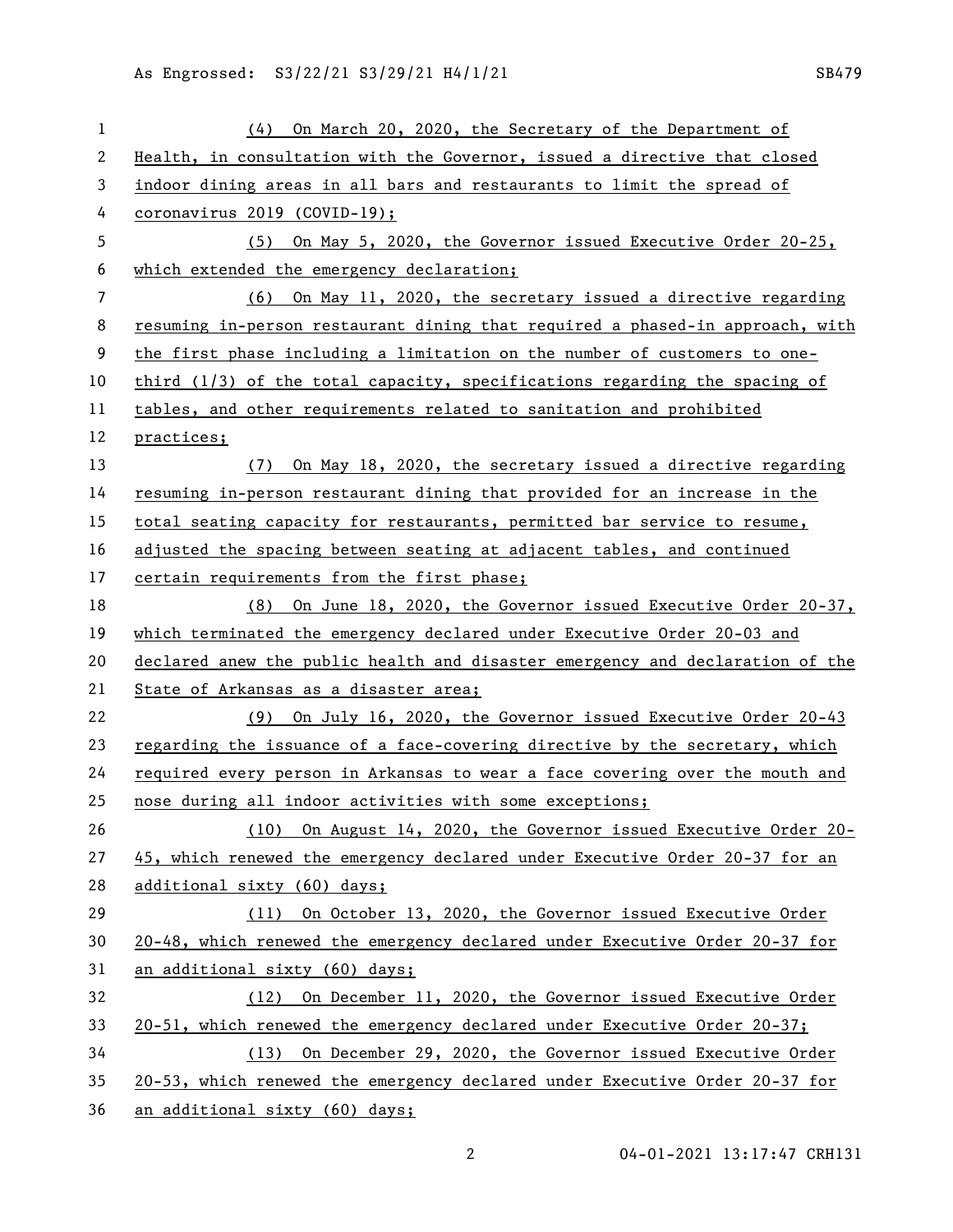(4) On March 20, 2020, the Secretary of the Department of Health, in consultation with the Governor, issued a directive that closed indoor dining areas in all bars and restaurants to limit the spread of coronavirus 2019 (COVID-19);

(5) On May 5, 2020, the Governor issued Executive Order 20-25, which extended the emergency declaration;

(6) On May 11, 2020, the secretary issued a directive regarding resuming in-person restaurant dining that required a phased-in approach, with the first phase including a limitation on the number of customers to one-third (1/3) of the total capacity, specifications regarding the spacing of tables, and other requirements related to sanitation and prohibited practices;

(7) On May 18, 2020, the secretary issued a directive regarding resuming in-person restaurant dining that provided for an increase in the total seating capacity for restaurants, permitted bar service to resume, adjusted the spacing between seating at adjacent tables, and continued certain requirements from the first phase;

(8) On June 18, 2020, the Governor issued Executive Order 20-37, which terminated the emergency declared under Executive Order 20-03 and declared anew the public health and disaster emergency and declaration of the State of Arkansas as a disaster area;

(9) On July 16, 2020, the Governor issued Executive Order 20-43 regarding the issuance of a face-covering directive by the secretary, which required every person in Arkansas to wear a face covering over the mouth and nose during all indoor activities with some exceptions;

(10) On August 14, 2020, the Governor issued Executive Order 20-45, which renewed the emergency declared under Executive Order 20-37 for an additional sixty (60) days;

(11) On October 13, 2020, the Governor issued Executive Order 20-48, which renewed the emergency declared under Executive Order 20-37 for an additional sixty (60) days;

(12) On December 11, 2020, the Governor issued Executive Order 20-51, which renewed the emergency declared under Executive Order 20-37;

(13) On December 29, 2020, the Governor issued Executive Order 20-53, which renewed the emergency declared under Executive Order 20-37 for an additional sixty (60) days;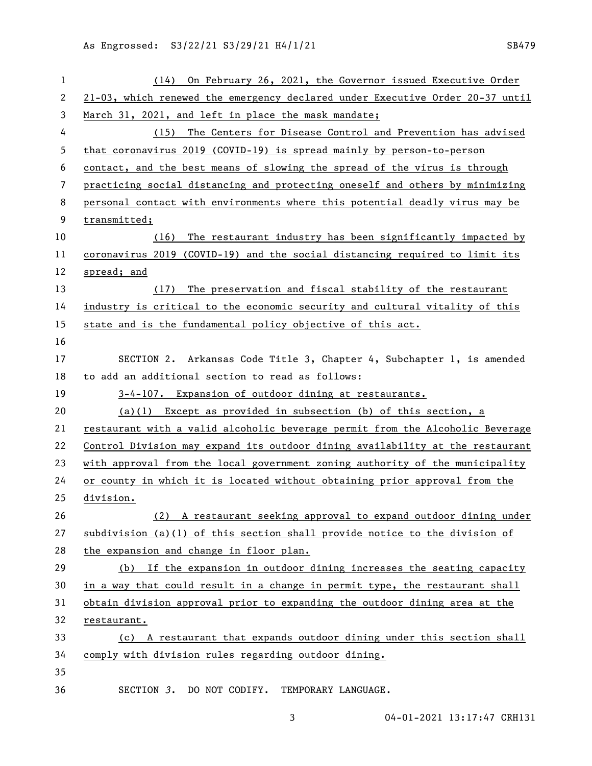(14) On February 26, 2021, the Governor issued Executive Order 21-03, which renewed the emergency declared under Executive Order 20-37 until March 31, 2021, and left in place the mask mandate;

(15) The Centers for Disease Control and Prevention has advised that coronavirus 2019 (COVID-19) is spread mainly by person-to-person contact, and the best means of slowing the spread of the virus is through practicing social distancing and protecting oneself and others by minimizing personal contact with environments where this potential deadly virus may be transmitted;

(16) The restaurant industry has been significantly impacted by coronavirus 2019 (COVID-19) and the social distancing required to limit its spread; and

(17) The preservation and fiscal stability of the restaurant industry is critical to the economic security and cultural vitality of this state and is the fundamental policy objective of this act.

SECTION 2. Arkansas Code Title 3, Chapter 4, Subchapter 1, is amended to add an additional section to read as follows:

3-4-107. Expansion of outdoor dining at restaurants.

(a)(1) Except as provided in subsection (b) of this section, a restaurant with a valid alcoholic beverage permit from the Alcoholic Beverage Control Division may expand its outdoor dining availability at the restaurant with approval from the local government zoning authority of the municipality or county in which it is located without obtaining prior approval from the division.

(2) A restaurant seeking approval to expand outdoor dining under subdivision (a)(1) of this section shall provide notice to the division of the expansion and change in floor plan.

(b) If the expansion in outdoor dining increases the seating capacity in a way that could result in a change in permit type, the restaurant shall obtain division approval prior to expanding the outdoor dining area at the restaurant.

(c) A restaurant that expands outdoor dining under this section shall comply with division rules regarding outdoor dining.

SECTION *3*. DO NOT CODIFY. TEMPORARY LANGUAGE.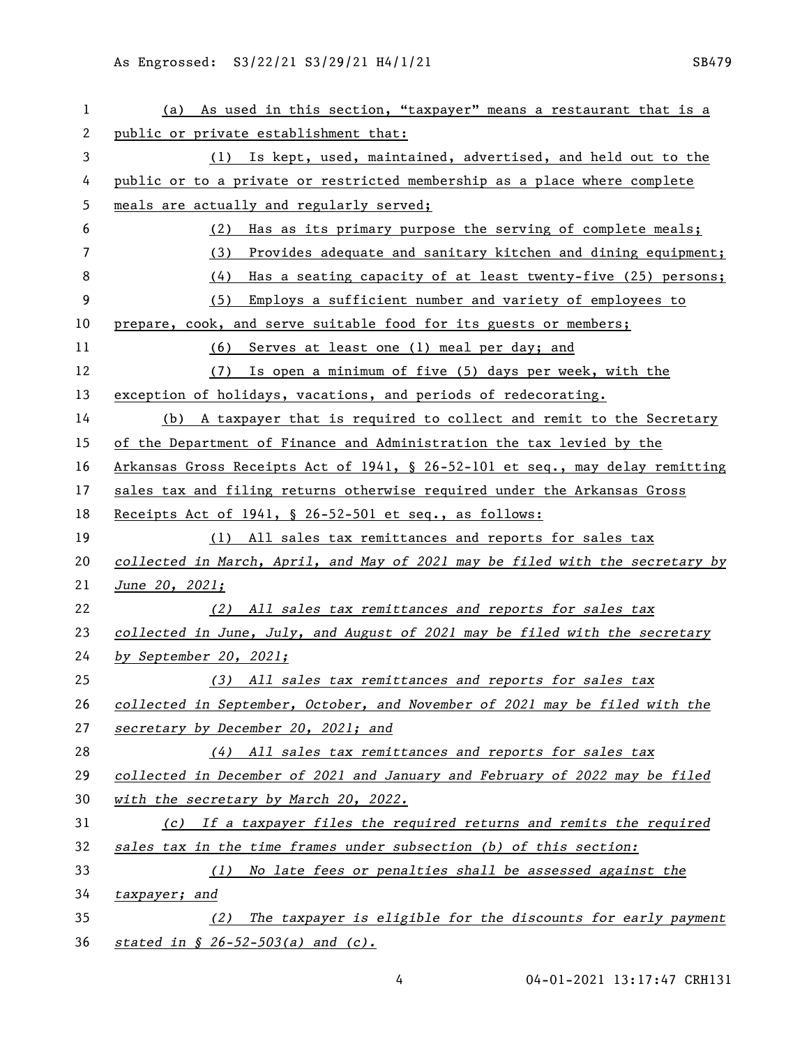(a) As used in this section, "taxpayer" means a restaurant that is a public or private establishment that:

(1) Is kept, used, maintained, advertised, and held out to the public or to a private or restricted membership as a place where complete meals are actually and regularly served;

(2) Has as its primary purpose the serving of complete meals;

(3) Provides adequate and sanitary kitchen and dining equipment;

(4) Has a seating capacity of at least twenty-five (25) persons;

(5) Employs a sufficient number and variety of employees to prepare, cook, and serve suitable food for its guests or members;

(6) Serves at least one (1) meal per day; and

(7) Is open a minimum of five (5) days per week, with the exception of holidays, vacations, and periods of redecorating.

(b) A taxpayer that is required to collect and remit to the Secretary of the Department of Finance and Administration the tax levied by the Arkansas Gross Receipts Act of 1941, § 26-52-101 et seq., may delay remitting sales tax and filing returns otherwise required under the Arkansas Gross Receipts Act of 1941, § 26-52-501 et seq., as follows:

*(1) All sales tax remittances and reports for sales tax collected in March, April, and May of 2021 may be filed with the secretary by June 20, 2021;*

*(2) All sales tax remittances and reports for sales tax collected in June, July, and August of 2021 may be filed with the secretary by September 20, 2021;*

*(3) All sales tax remittances and reports for sales tax collected in September, October, and November of 2021 may be filed with the secretary by December 20, 2021; and*

*(4) All sales tax remittances and reports for sales tax collected in December of 2021 and January and February of 2022 may be filed with the secretary by March 20, 2022.*

*(c) If a taxpayer files the required returns and remits the required sales tax in the time frames under subsection (b) of this section:*

*(1) No late fees or penalties shall be assessed against the taxpayer; and*

*(2) The taxpayer is eligible for the discounts for early payment stated in § 26-52-503(a) and (c).*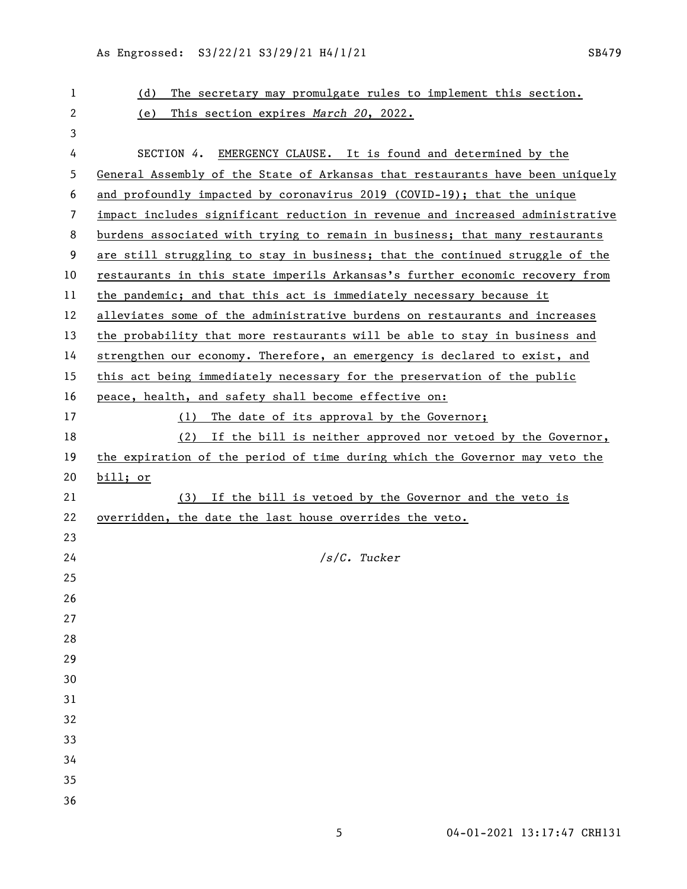(d) The secretary may promulgate rules to implement this section.

(e) This section expires *March 20*, 2022.

SECTION 4. EMERGENCY CLAUSE. It is found and determined by the General Assembly of the State of Arkansas that restaurants have been uniquely and profoundly impacted by coronavirus 2019 (COVID-19); that the unique impact includes significant reduction in revenue and increased administrative burdens associated with trying to remain in business; that many restaurants are still struggling to stay in business; that the continued struggle of the restaurants in this state imperils Arkansas's further economic recovery from the pandemic; and that this act is immediately necessary because it alleviates some of the administrative burdens on restaurants and increases the probability that more restaurants will be able to stay in business and strengthen our economy. Therefore, an emergency is declared to exist, and this act being immediately necessary for the preservation of the public peace, health, and safety shall become effective on:

(1) The date of its approval by the Governor;

(2) If the bill is neither approved nor vetoed by the Governor, the expiration of the period of time during which the Governor may veto the bill; or

(3) If the bill is vetoed by the Governor and the veto is overridden, the date the last house overrides the veto.

*/s/C. Tucker*